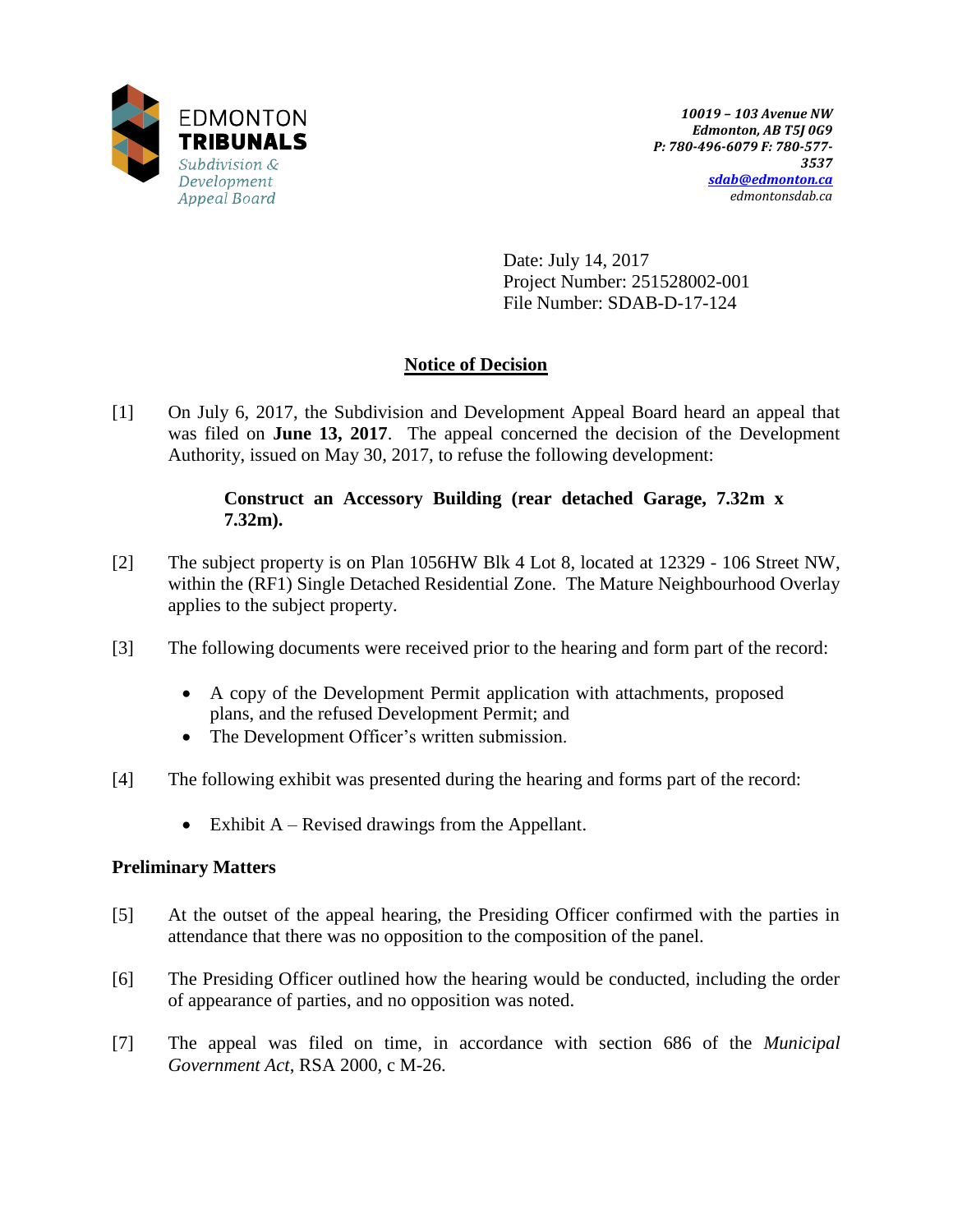EDMONTON
**TRIBUNALS**
*Subdivision & Development Appeal Board*

***10019 – 103 Avenue NW***
***Edmonton, AB T5J 0G9***
***P: 780-496-6079 F: 780-577-3537***
***sdab@edmonton.ca***
*edmontonsdab.ca*

Date: July 14, 2017
Project Number: 251528002-001
File Number: SDAB-D-17-124

## Notice of Decision

[1] On July 6, 2017, the Subdivision and Development Appeal Board heard an appeal that was filed on **June 13, 2017**. The appeal concerned the decision of the Development Authority, issued on May 30, 2017, to refuse the following development:

> **Construct an Accessory Building (rear detached Garage, 7.32m x 7.32m).**

[2] The subject property is on Plan 1056HW Blk 4 Lot 8, located at 12329 - 106 Street NW, within the (RF1) Single Detached Residential Zone. The Mature Neighbourhood Overlay applies to the subject property.

[3] The following documents were received prior to the hearing and form part of the record:

- A copy of the Development Permit application with attachments, proposed plans, and the refused Development Permit; and
- The Development Officer's written submission.

[4] The following exhibit was presented during the hearing and forms part of the record:

- Exhibit A – Revised drawings from the Appellant.

### Preliminary Matters

[5] At the outset of the appeal hearing, the Presiding Officer confirmed with the parties in attendance that there was no opposition to the composition of the panel.

[6] The Presiding Officer outlined how the hearing would be conducted, including the order of appearance of parties, and no opposition was noted.

[7] The appeal was filed on time, in accordance with section 686 of the *Municipal Government Act*, RSA 2000, c M-26.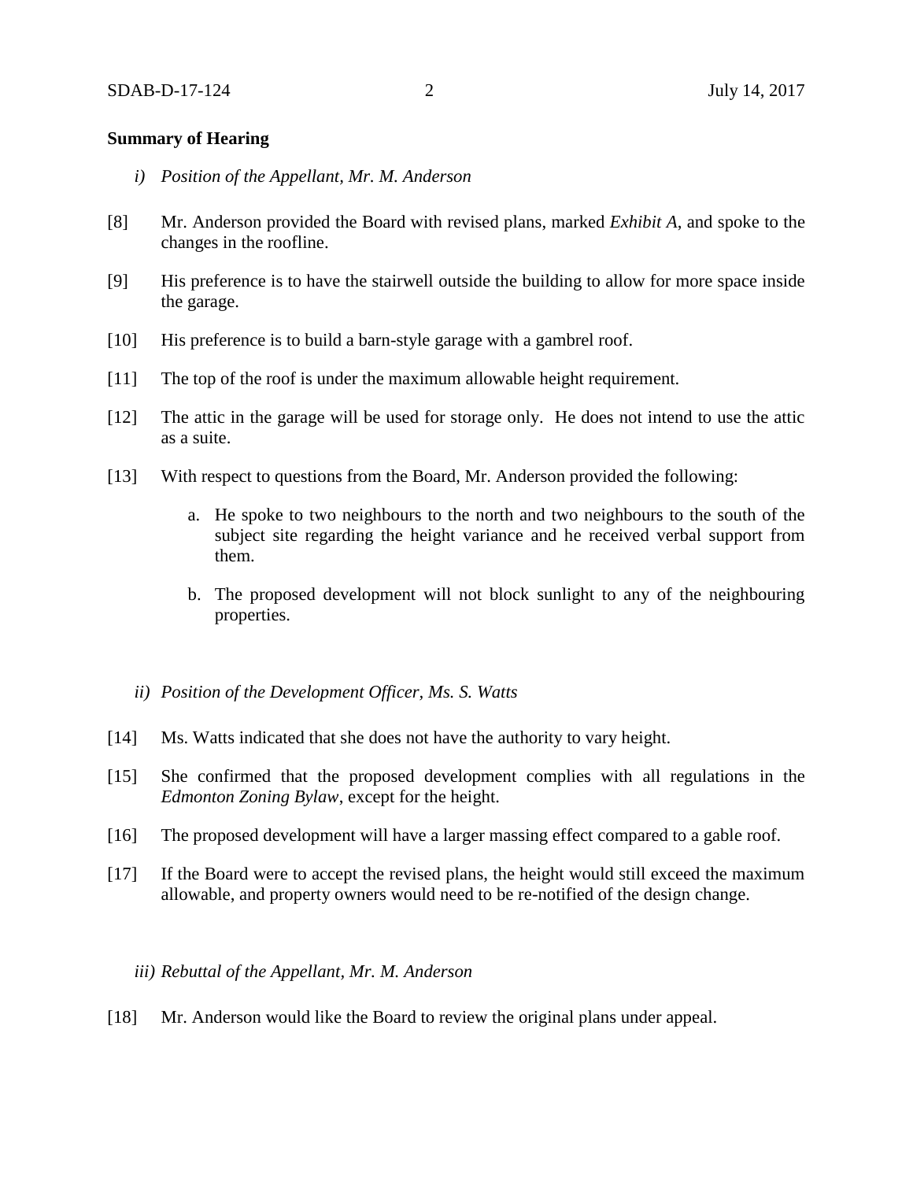**Summary of Hearing**

*i) Position of the Appellant, Mr. M. Anderson*

[8] Mr. Anderson provided the Board with revised plans, marked *Exhibit A*, and spoke to the changes in the roofline.

[9] His preference is to have the stairwell outside the building to allow for more space inside the garage.

[10] His preference is to build a barn-style garage with a gambrel roof.

[11] The top of the roof is under the maximum allowable height requirement.

[12] The attic in the garage will be used for storage only. He does not intend to use the attic as a suite.

[13] With respect to questions from the Board, Mr. Anderson provided the following:

a. He spoke to two neighbours to the north and two neighbours to the south of the subject site regarding the height variance and he received verbal support from them.

b. The proposed development will not block sunlight to any of the neighbouring properties.

*ii) Position of the Development Officer, Ms. S. Watts*

[14] Ms. Watts indicated that she does not have the authority to vary height.

[15] She confirmed that the proposed development complies with all regulations in the *Edmonton Zoning Bylaw*, except for the height.

[16] The proposed development will have a larger massing effect compared to a gable roof.

[17] If the Board were to accept the revised plans, the height would still exceed the maximum allowable, and property owners would need to be re-notified of the design change.

*iii) Rebuttal of the Appellant, Mr. M. Anderson*

[18] Mr. Anderson would like the Board to review the original plans under appeal.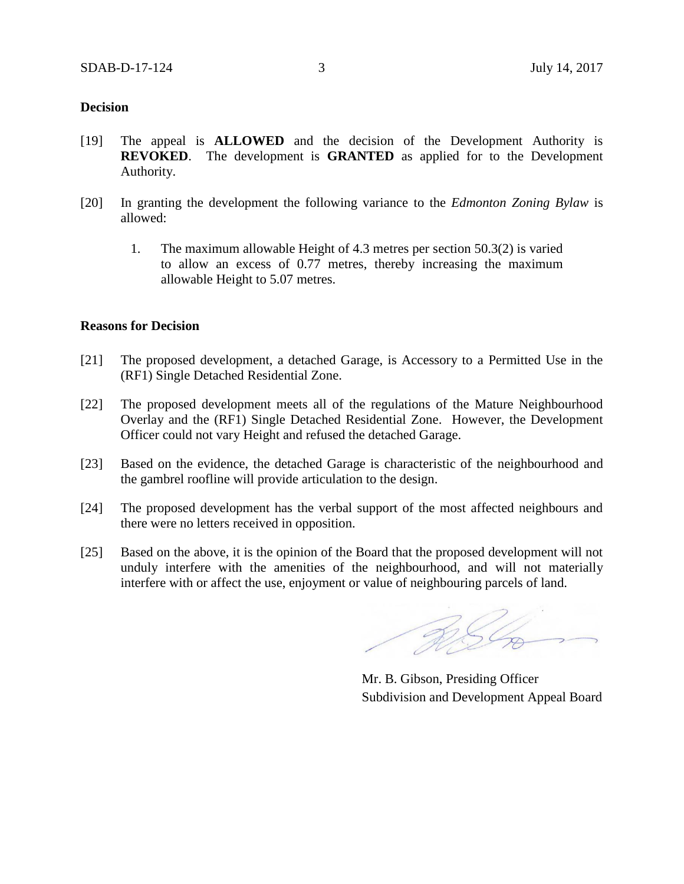**Decision**

[19] The appeal is **ALLOWED** and the decision of the Development Authority is **REVOKED**. The development is **GRANTED** as applied for to the Development Authority.

[20] In granting the development the following variance to the *Edmonton Zoning Bylaw* is allowed:

1. The maximum allowable Height of 4.3 metres per section 50.3(2) is varied to allow an excess of 0.77 metres, thereby increasing the maximum allowable Height to 5.07 metres.

**Reasons for Decision**

[21] The proposed development, a detached Garage, is Accessory to a Permitted Use in the (RF1) Single Detached Residential Zone.

[22] The proposed development meets all of the regulations of the Mature Neighbourhood Overlay and the (RF1) Single Detached Residential Zone. However, the Development Officer could not vary Height and refused the detached Garage.

[23] Based on the evidence, the detached Garage is characteristic of the neighbourhood and the gambrel roofline will provide articulation to the design.

[24] The proposed development has the verbal support of the most affected neighbours and there were no letters received in opposition.

[25] Based on the above, it is the opinion of the Board that the proposed development will not unduly interfere with the amenities of the neighbourhood, and will not materially interfere with or affect the use, enjoyment or value of neighbouring parcels of land.

Mr. B. Gibson, Presiding Officer
Subdivision and Development Appeal Board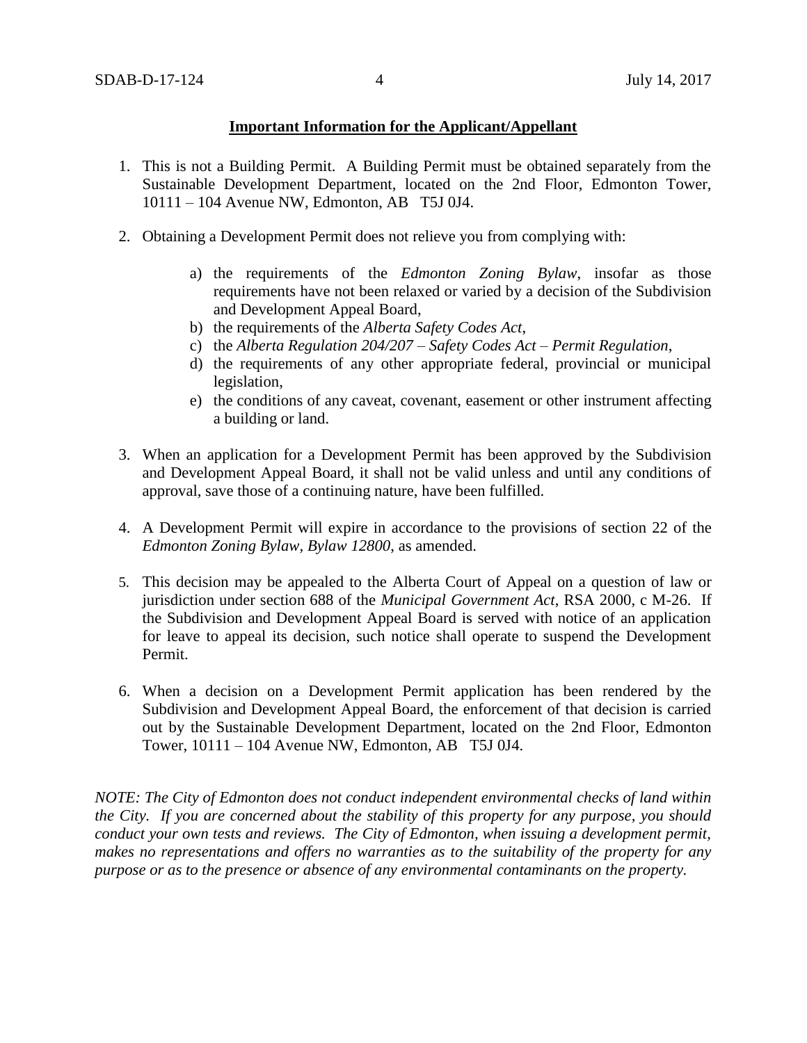**Important Information for the Applicant/Appellant**

1. This is not a Building Permit. A Building Permit must be obtained separately from the Sustainable Development Department, located on the 2nd Floor, Edmonton Tower, 10111 – 104 Avenue NW, Edmonton, AB T5J 0J4.

2. Obtaining a Development Permit does not relieve you from complying with:

    a) the requirements of the *Edmonton Zoning Bylaw*, insofar as those requirements have not been relaxed or varied by a decision of the Subdivision and Development Appeal Board,
    b) the requirements of the *Alberta Safety Codes Act*,
    c) the *Alberta Regulation 204/207 – Safety Codes Act – Permit Regulation*,
    d) the requirements of any other appropriate federal, provincial or municipal legislation,
    e) the conditions of any caveat, covenant, easement or other instrument affecting a building or land.

3. When an application for a Development Permit has been approved by the Subdivision and Development Appeal Board, it shall not be valid unless and until any conditions of approval, save those of a continuing nature, have been fulfilled.

4. A Development Permit will expire in accordance to the provisions of section 22 of the *Edmonton Zoning Bylaw, Bylaw 12800*, as amended.

5. This decision may be appealed to the Alberta Court of Appeal on a question of law or jurisdiction under section 688 of the *Municipal Government Act*, RSA 2000, c M-26. If the Subdivision and Development Appeal Board is served with notice of an application for leave to appeal its decision, such notice shall operate to suspend the Development Permit.

6. When a decision on a Development Permit application has been rendered by the Subdivision and Development Appeal Board, the enforcement of that decision is carried out by the Sustainable Development Department, located on the 2nd Floor, Edmonton Tower, 10111 – 104 Avenue NW, Edmonton, AB T5J 0J4.

*NOTE: The City of Edmonton does not conduct independent environmental checks of land within the City. If you are concerned about the stability of this property for any purpose, you should conduct your own tests and reviews. The City of Edmonton, when issuing a development permit, makes no representations and offers no warranties as to the suitability of the property for any purpose or as to the presence or absence of any environmental contaminants on the property.*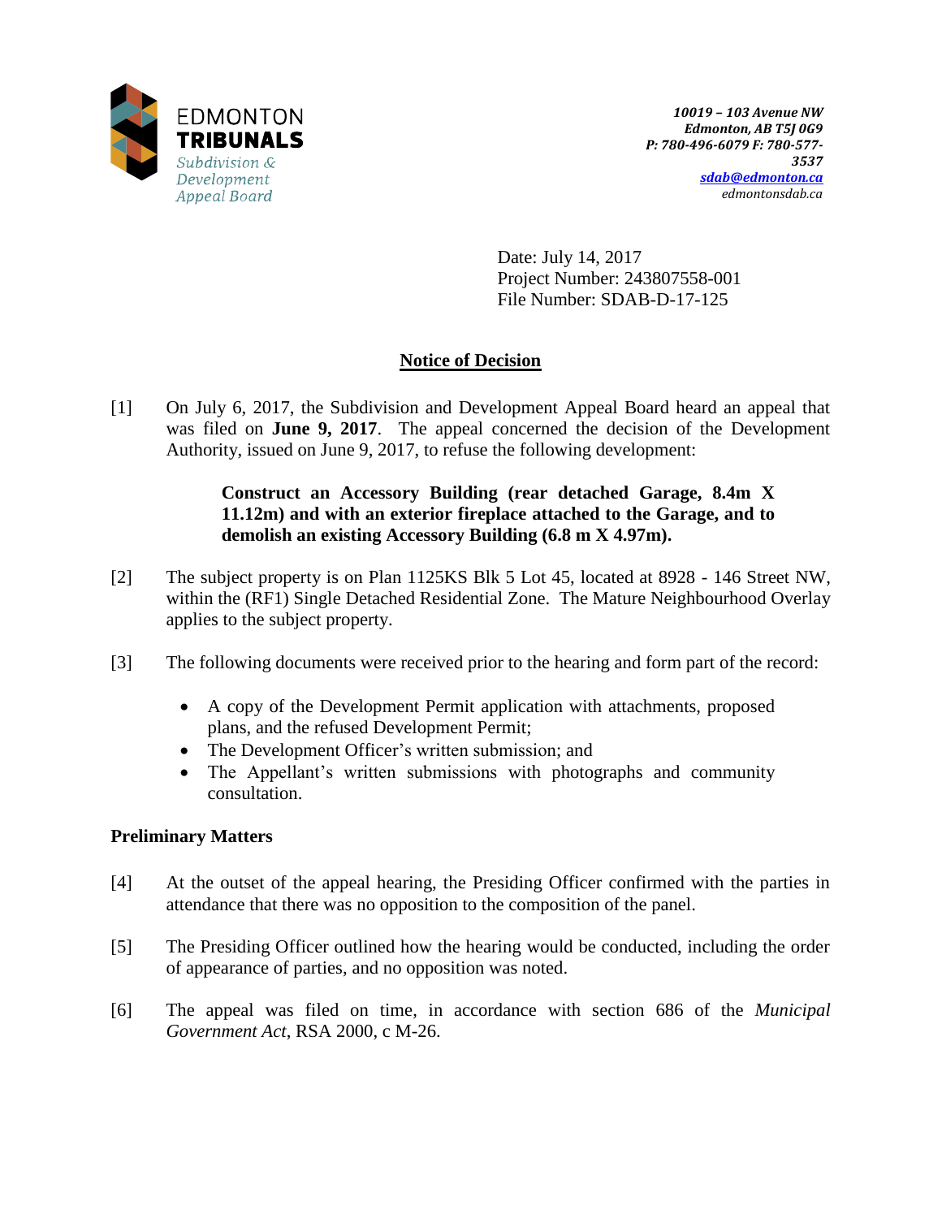EDMONTON **TRIBUNALS**
*Subdivision & Development Appeal Board*

***10019 – 103 Avenue NW***
***Edmonton, AB T5J 0G9***
***P: 780-496-6079 F: 780-577-3537***
***sdab@edmonton.ca***
*edmontonsdab.ca*

Date: July 14, 2017
Project Number: 243807558-001
File Number: SDAB-D-17-125

## Notice of Decision

[1] On July 6, 2017, the Subdivision and Development Appeal Board heard an appeal that was filed on **June 9, 2017**. The appeal concerned the decision of the Development Authority, issued on June 9, 2017, to refuse the following development:

> **Construct an Accessory Building (rear detached Garage, 8.4m X 11.12m) and with an exterior fireplace attached to the Garage, and to demolish an existing Accessory Building (6.8 m X 4.97m).**

[2] The subject property is on Plan 1125KS Blk 5 Lot 45, located at 8928 - 146 Street NW, within the (RF1) Single Detached Residential Zone. The Mature Neighbourhood Overlay applies to the subject property.

[3] The following documents were received prior to the hearing and form part of the record:

- A copy of the Development Permit application with attachments, proposed plans, and the refused Development Permit;
- The Development Officer's written submission; and
- The Appellant's written submissions with photographs and community consultation.

### Preliminary Matters

[4] At the outset of the appeal hearing, the Presiding Officer confirmed with the parties in attendance that there was no opposition to the composition of the panel.

[5] The Presiding Officer outlined how the hearing would be conducted, including the order of appearance of parties, and no opposition was noted.

[6] The appeal was filed on time, in accordance with section 686 of the *Municipal Government Act*, RSA 2000, c M-26.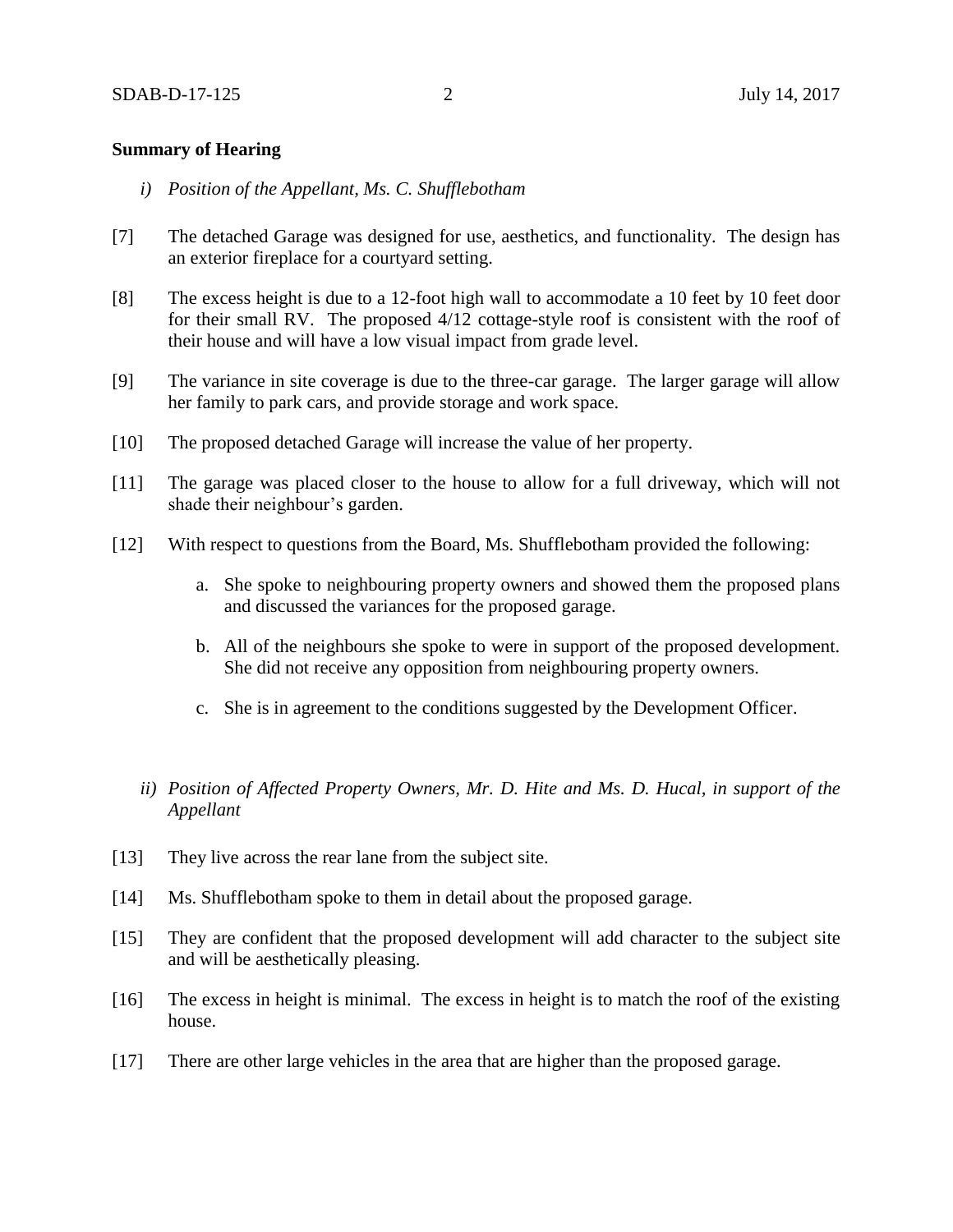**Summary of Hearing**

*i) Position of the Appellant, Ms. C. Shufflebotham*

[7] The detached Garage was designed for use, aesthetics, and functionality. The design has an exterior fireplace for a courtyard setting.

[8] The excess height is due to a 12-foot high wall to accommodate a 10 feet by 10 feet door for their small RV. The proposed 4/12 cottage-style roof is consistent with the roof of their house and will have a low visual impact from grade level.

[9] The variance in site coverage is due to the three-car garage. The larger garage will allow her family to park cars, and provide storage and work space.

[10] The proposed detached Garage will increase the value of her property.

[11] The garage was placed closer to the house to allow for a full driveway, which will not shade their neighbour's garden.

[12] With respect to questions from the Board, Ms. Shufflebotham provided the following:

a. She spoke to neighbouring property owners and showed them the proposed plans and discussed the variances for the proposed garage.

b. All of the neighbours she spoke to were in support of the proposed development. She did not receive any opposition from neighbouring property owners.

c. She is in agreement to the conditions suggested by the Development Officer.

*ii) Position of Affected Property Owners, Mr. D. Hite and Ms. D. Hucal, in support of the Appellant*

[13] They live across the rear lane from the subject site.

[14] Ms. Shufflebotham spoke to them in detail about the proposed garage.

[15] They are confident that the proposed development will add character to the subject site and will be aesthetically pleasing.

[16] The excess in height is minimal. The excess in height is to match the roof of the existing house.

[17] There are other large vehicles in the area that are higher than the proposed garage.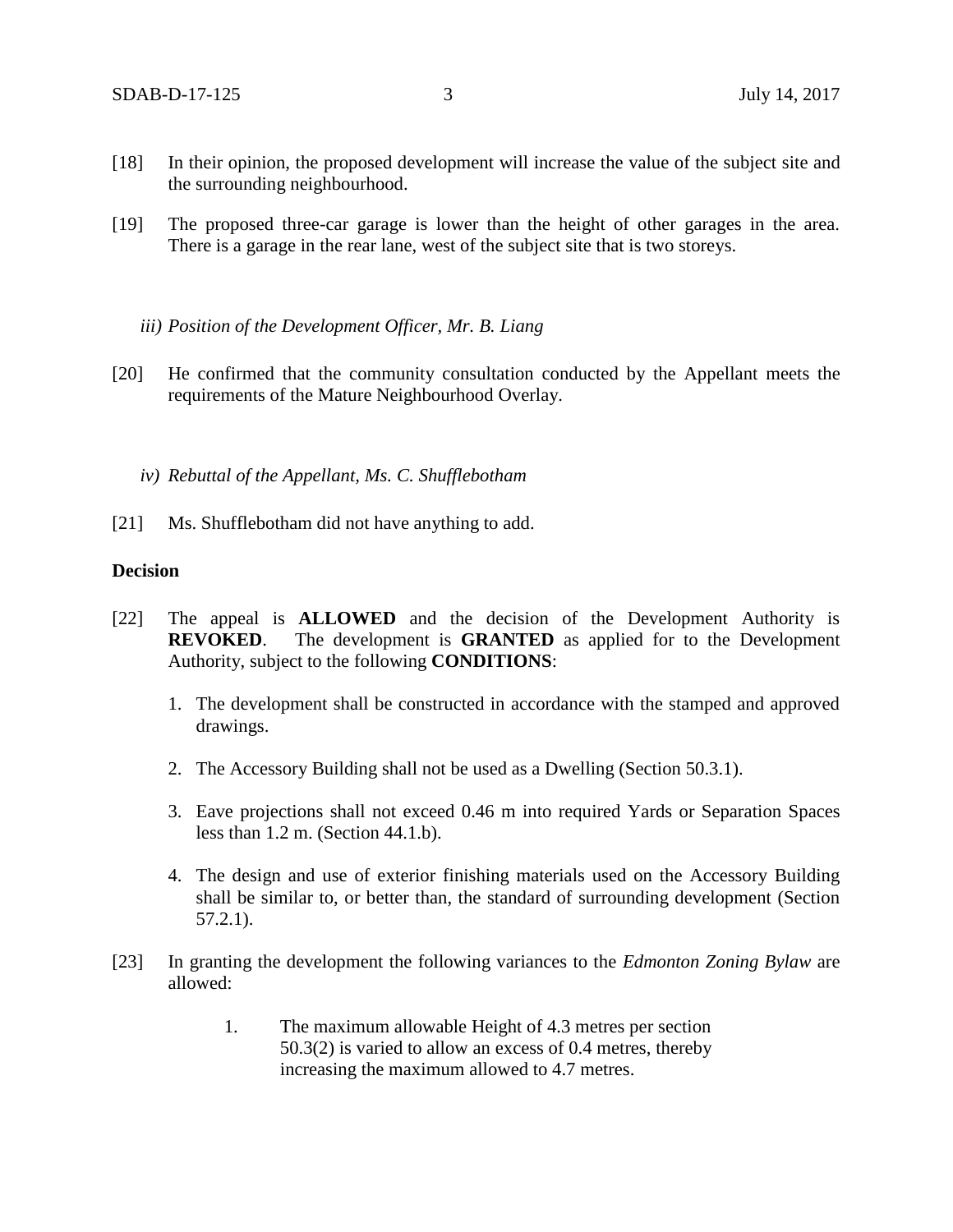[18] In their opinion, the proposed development will increase the value of the subject site and the surrounding neighbourhood.

[19] The proposed three-car garage is lower than the height of other garages in the area. There is a garage in the rear lane, west of the subject site that is two storeys.

*iii) Position of the Development Officer, Mr. B. Liang*

[20] He confirmed that the community consultation conducted by the Appellant meets the requirements of the Mature Neighbourhood Overlay.

*iv) Rebuttal of the Appellant, Ms. C. Shufflebotham*

[21] Ms. Shufflebotham did not have anything to add.

**Decision**

[22] The appeal is **ALLOWED** and the decision of the Development Authority is **REVOKED**. The development is **GRANTED** as applied for to the Development Authority, subject to the following **CONDITIONS**:

1. The development shall be constructed in accordance with the stamped and approved drawings.

2. The Accessory Building shall not be used as a Dwelling (Section 50.3.1).

3. Eave projections shall not exceed 0.46 m into required Yards or Separation Spaces less than 1.2 m. (Section 44.1.b).

4. The design and use of exterior finishing materials used on the Accessory Building shall be similar to, or better than, the standard of surrounding development (Section 57.2.1).

[23] In granting the development the following variances to the *Edmonton Zoning Bylaw* are allowed:

1. The maximum allowable Height of 4.3 metres per section 50.3(2) is varied to allow an excess of 0.4 metres, thereby increasing the maximum allowed to 4.7 metres.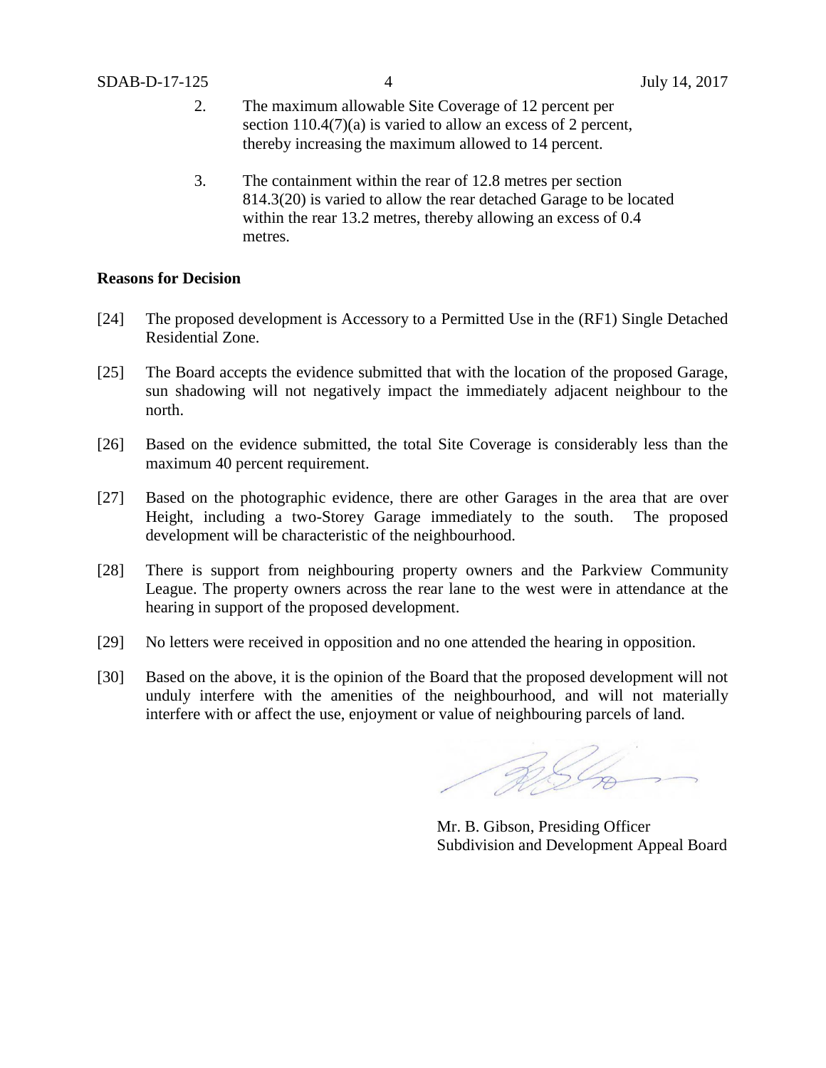2. The maximum allowable Site Coverage of 12 percent per section 110.4(7)(a) is varied to allow an excess of 2 percent, thereby increasing the maximum allowed to 14 percent.

3. The containment within the rear of 12.8 metres per section 814.3(20) is varied to allow the rear detached Garage to be located within the rear 13.2 metres, thereby allowing an excess of 0.4 metres.

**Reasons for Decision**

[24] The proposed development is Accessory to a Permitted Use in the (RF1) Single Detached Residential Zone.

[25] The Board accepts the evidence submitted that with the location of the proposed Garage, sun shadowing will not negatively impact the immediately adjacent neighbour to the north.

[26] Based on the evidence submitted, the total Site Coverage is considerably less than the maximum 40 percent requirement.

[27] Based on the photographic evidence, there are other Garages in the area that are over Height, including a two-Storey Garage immediately to the south. The proposed development will be characteristic of the neighbourhood.

[28] There is support from neighbouring property owners and the Parkview Community League. The property owners across the rear lane to the west were in attendance at the hearing in support of the proposed development.

[29] No letters were received in opposition and no one attended the hearing in opposition.

[30] Based on the above, it is the opinion of the Board that the proposed development will not unduly interfere with the amenities of the neighbourhood, and will not materially interfere with or affect the use, enjoyment or value of neighbouring parcels of land.

Mr. B. Gibson, Presiding Officer
Subdivision and Development Appeal Board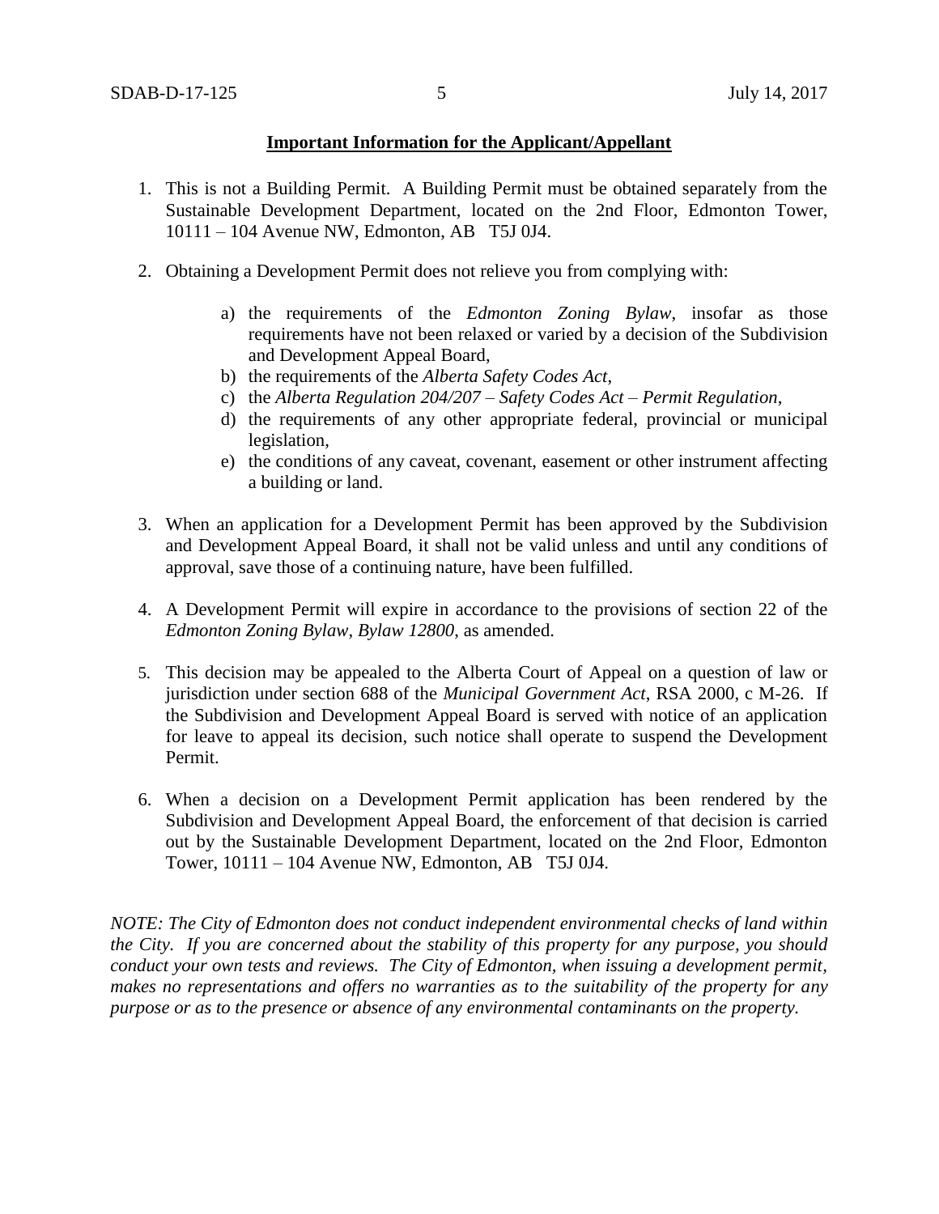## Important Information for the Applicant/Appellant

1. This is not a Building Permit. A Building Permit must be obtained separately from the Sustainable Development Department, located on the 2nd Floor, Edmonton Tower, 10111 – 104 Avenue NW, Edmonton, AB T5J 0J4.

2. Obtaining a Development Permit does not relieve you from complying with:

   a) the requirements of the *Edmonton Zoning Bylaw*, insofar as those requirements have not been relaxed or varied by a decision of the Subdivision and Development Appeal Board,
   b) the requirements of the *Alberta Safety Codes Act*,
   c) the *Alberta Regulation 204/207 – Safety Codes Act – Permit Regulation*,
   d) the requirements of any other appropriate federal, provincial or municipal legislation,
   e) the conditions of any caveat, covenant, easement or other instrument affecting a building or land.

3. When an application for a Development Permit has been approved by the Subdivision and Development Appeal Board, it shall not be valid unless and until any conditions of approval, save those of a continuing nature, have been fulfilled.

4. A Development Permit will expire in accordance to the provisions of section 22 of the *Edmonton Zoning Bylaw, Bylaw 12800*, as amended.

5. This decision may be appealed to the Alberta Court of Appeal on a question of law or jurisdiction under section 688 of the *Municipal Government Act*, RSA 2000, c M-26. If the Subdivision and Development Appeal Board is served with notice of an application for leave to appeal its decision, such notice shall operate to suspend the Development Permit.

6. When a decision on a Development Permit application has been rendered by the Subdivision and Development Appeal Board, the enforcement of that decision is carried out by the Sustainable Development Department, located on the 2nd Floor, Edmonton Tower, 10111 – 104 Avenue NW, Edmonton, AB T5J 0J4.

*NOTE: The City of Edmonton does not conduct independent environmental checks of land within the City. If you are concerned about the stability of this property for any purpose, you should conduct your own tests and reviews. The City of Edmonton, when issuing a development permit, makes no representations and offers no warranties as to the suitability of the property for any purpose or as to the presence or absence of any environmental contaminants on the property.*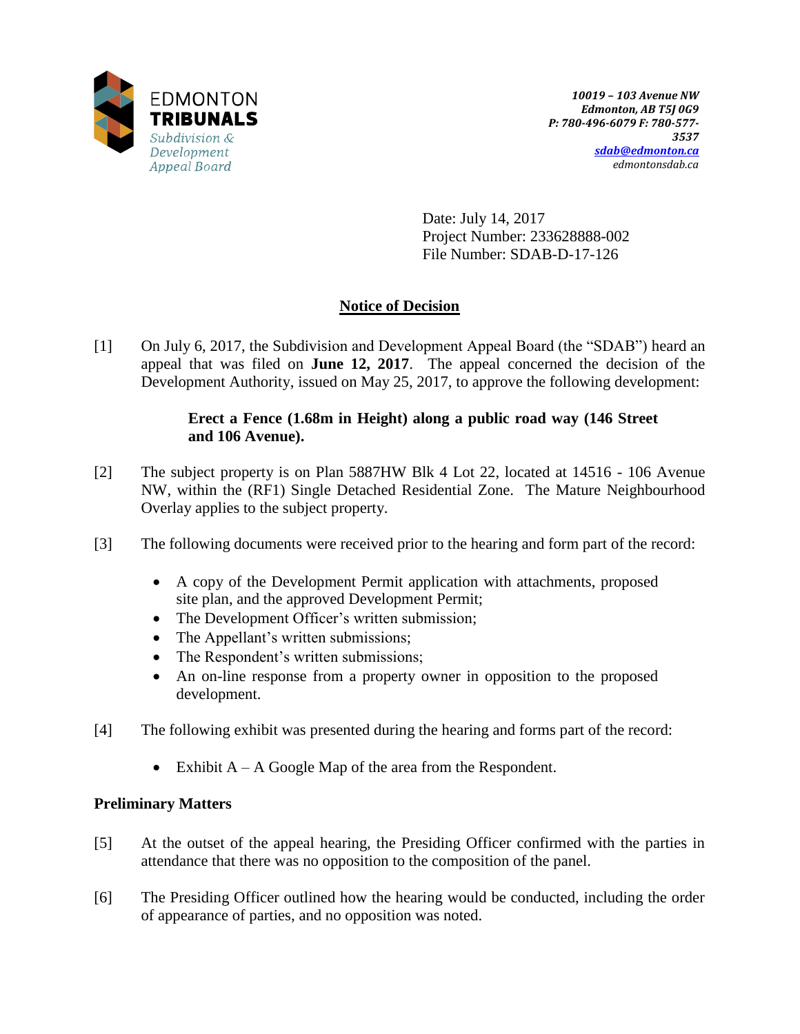EDMONTON **TRIBUNALS**
*Subdivision & Development Appeal Board*

*10019 – 103 Avenue NW*
*Edmonton, AB T5J 0G9*
*P: 780-496-6079 F: 780-577-3537*
*sdab@edmonton.ca*
*edmontonsdab.ca*

Date: July 14, 2017
Project Number: 233628888-002
File Number: SDAB-D-17-126

## Notice of Decision

[1] On July 6, 2017, the Subdivision and Development Appeal Board (the "SDAB") heard an appeal that was filed on **June 12, 2017**. The appeal concerned the decision of the Development Authority, issued on May 25, 2017, to approve the following development:

> **Erect a Fence (1.68m in Height) along a public road way (146 Street and 106 Avenue).**

[2] The subject property is on Plan 5887HW Blk 4 Lot 22, located at 14516 - 106 Avenue NW, within the (RF1) Single Detached Residential Zone. The Mature Neighbourhood Overlay applies to the subject property.

[3] The following documents were received prior to the hearing and form part of the record:

- A copy of the Development Permit application with attachments, proposed site plan, and the approved Development Permit;
- The Development Officer's written submission;
- The Appellant's written submissions;
- The Respondent's written submissions;
- An on-line response from a property owner in opposition to the proposed development.

[4] The following exhibit was presented during the hearing and forms part of the record:

- Exhibit A – A Google Map of the area from the Respondent.

### Preliminary Matters

[5] At the outset of the appeal hearing, the Presiding Officer confirmed with the parties in attendance that there was no opposition to the composition of the panel.

[6] The Presiding Officer outlined how the hearing would be conducted, including the order of appearance of parties, and no opposition was noted.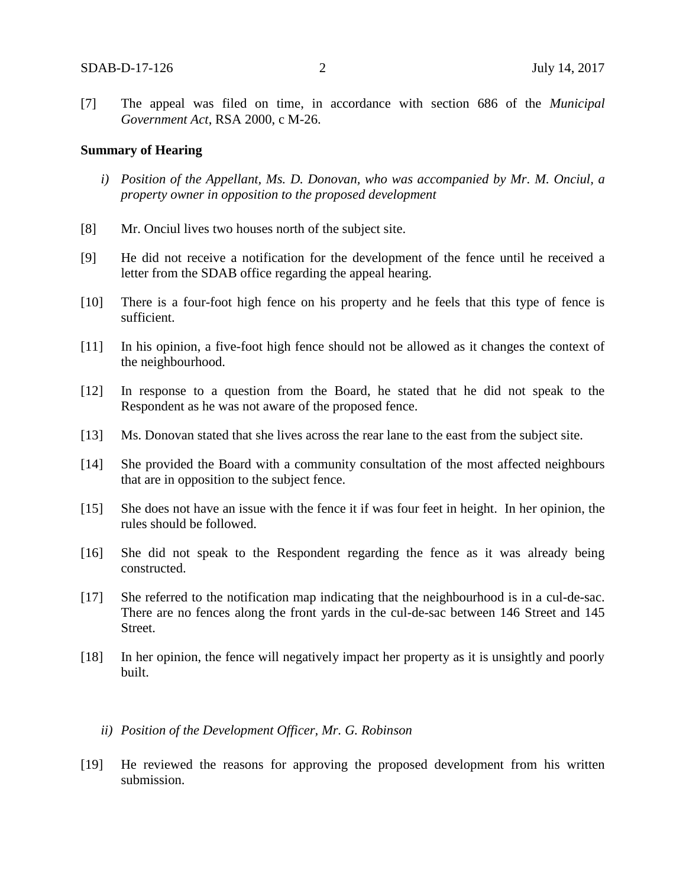[7] The appeal was filed on time, in accordance with section 686 of the *Municipal Government Act*, RSA 2000, c M-26.

**Summary of Hearing**

*i) Position of the Appellant, Ms. D. Donovan, who was accompanied by Mr. M. Onciul, a property owner in opposition to the proposed development*

[8] Mr. Onciul lives two houses north of the subject site.

[9] He did not receive a notification for the development of the fence until he received a letter from the SDAB office regarding the appeal hearing.

[10] There is a four-foot high fence on his property and he feels that this type of fence is sufficient.

[11] In his opinion, a five-foot high fence should not be allowed as it changes the context of the neighbourhood.

[12] In response to a question from the Board, he stated that he did not speak to the Respondent as he was not aware of the proposed fence.

[13] Ms. Donovan stated that she lives across the rear lane to the east from the subject site.

[14] She provided the Board with a community consultation of the most affected neighbours that are in opposition to the subject fence.

[15] She does not have an issue with the fence it if was four feet in height. In her opinion, the rules should be followed.

[16] She did not speak to the Respondent regarding the fence as it was already being constructed.

[17] She referred to the notification map indicating that the neighbourhood is in a cul-de-sac. There are no fences along the front yards in the cul-de-sac between 146 Street and 145 Street.

[18] In her opinion, the fence will negatively impact her property as it is unsightly and poorly built.

*ii) Position of the Development Officer, Mr. G. Robinson*

[19] He reviewed the reasons for approving the proposed development from his written submission.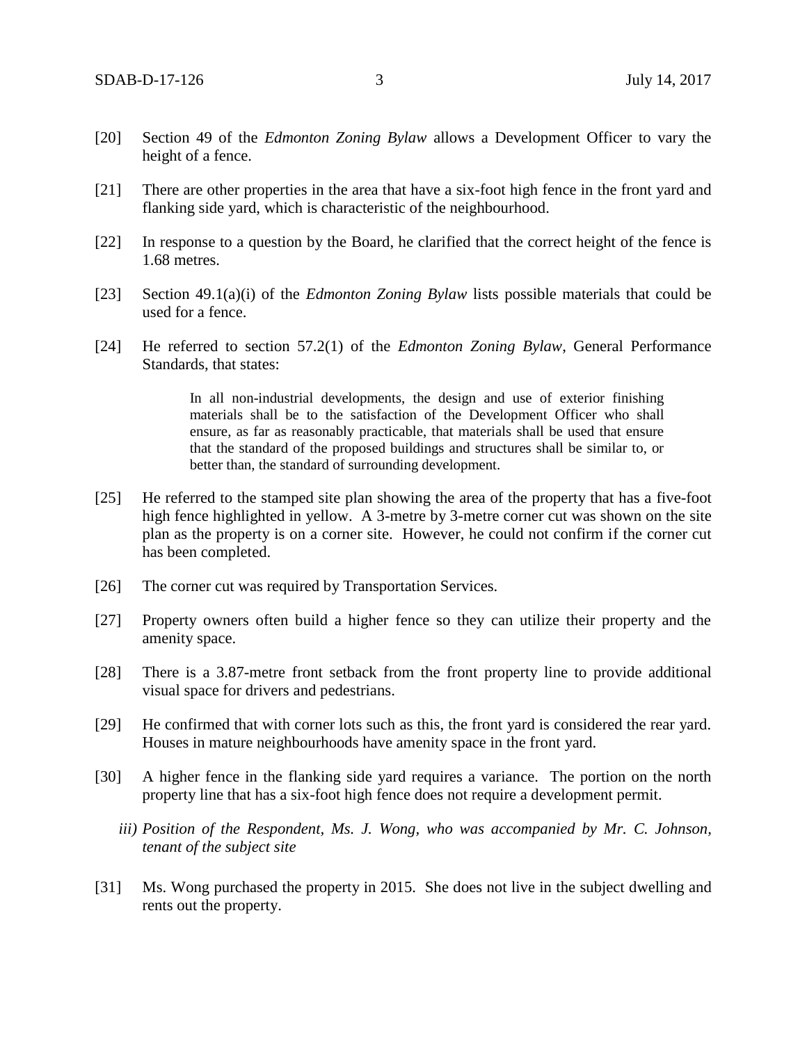[20] Section 49 of the *Edmonton Zoning Bylaw* allows a Development Officer to vary the height of a fence.

[21] There are other properties in the area that have a six-foot high fence in the front yard and flanking side yard, which is characteristic of the neighbourhood.

[22] In response to a question by the Board, he clarified that the correct height of the fence is 1.68 metres.

[23] Section 49.1(a)(i) of the *Edmonton Zoning Bylaw* lists possible materials that could be used for a fence.

[24] He referred to section 57.2(1) of the *Edmonton Zoning Bylaw*, General Performance Standards, that states:

> In all non-industrial developments, the design and use of exterior finishing materials shall be to the satisfaction of the Development Officer who shall ensure, as far as reasonably practicable, that materials shall be used that ensure that the standard of the proposed buildings and structures shall be similar to, or better than, the standard of surrounding development.

[25] He referred to the stamped site plan showing the area of the property that has a five-foot high fence highlighted in yellow. A 3-metre by 3-metre corner cut was shown on the site plan as the property is on a corner site. However, he could not confirm if the corner cut has been completed.

[26] The corner cut was required by Transportation Services.

[27] Property owners often build a higher fence so they can utilize their property and the amenity space.

[28] There is a 3.87-metre front setback from the front property line to provide additional visual space for drivers and pedestrians.

[29] He confirmed that with corner lots such as this, the front yard is considered the rear yard. Houses in mature neighbourhoods have amenity space in the front yard.

[30] A higher fence in the flanking side yard requires a variance. The portion on the north property line that has a six-foot high fence does not require a development permit.

*iii) Position of the Respondent, Ms. J. Wong, who was accompanied by Mr. C. Johnson, tenant of the subject site*

[31] Ms. Wong purchased the property in 2015. She does not live in the subject dwelling and rents out the property.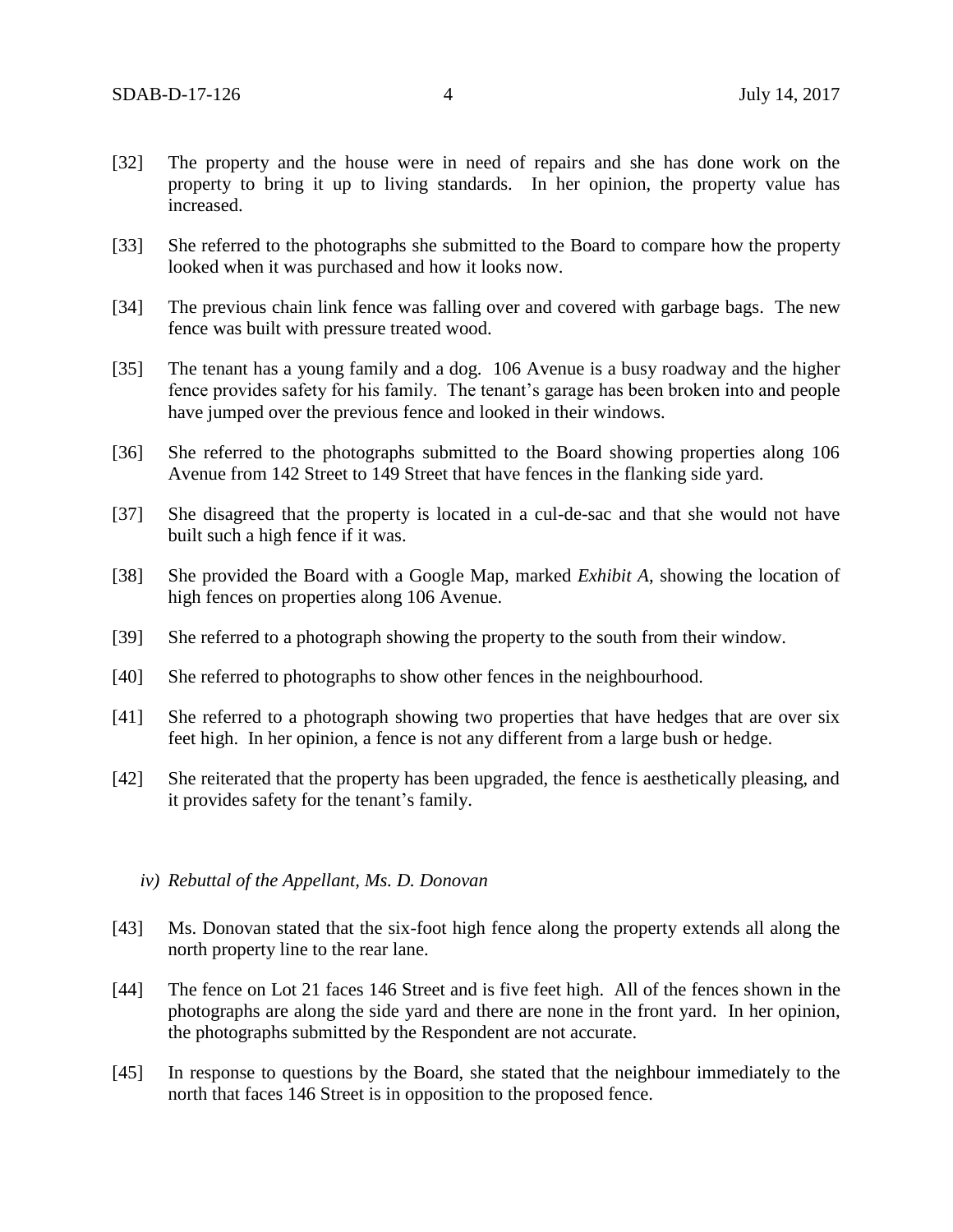[32] The property and the house were in need of repairs and she has done work on the property to bring it up to living standards. In her opinion, the property value has increased.

[33] She referred to the photographs she submitted to the Board to compare how the property looked when it was purchased and how it looks now.

[34] The previous chain link fence was falling over and covered with garbage bags. The new fence was built with pressure treated wood.

[35] The tenant has a young family and a dog. 106 Avenue is a busy roadway and the higher fence provides safety for his family. The tenant's garage has been broken into and people have jumped over the previous fence and looked in their windows.

[36] She referred to the photographs submitted to the Board showing properties along 106 Avenue from 142 Street to 149 Street that have fences in the flanking side yard.

[37] She disagreed that the property is located in a cul-de-sac and that she would not have built such a high fence if it was.

[38] She provided the Board with a Google Map, marked *Exhibit A*, showing the location of high fences on properties along 106 Avenue.

[39] She referred to a photograph showing the property to the south from their window.

[40] She referred to photographs to show other fences in the neighbourhood.

[41] She referred to a photograph showing two properties that have hedges that are over six feet high. In her opinion, a fence is not any different from a large bush or hedge.

[42] She reiterated that the property has been upgraded, the fence is aesthetically pleasing, and it provides safety for the tenant's family.

*iv) Rebuttal of the Appellant, Ms. D. Donovan*

[43] Ms. Donovan stated that the six-foot high fence along the property extends all along the north property line to the rear lane.

[44] The fence on Lot 21 faces 146 Street and is five feet high. All of the fences shown in the photographs are along the side yard and there are none in the front yard. In her opinion, the photographs submitted by the Respondent are not accurate.

[45] In response to questions by the Board, she stated that the neighbour immediately to the north that faces 146 Street is in opposition to the proposed fence.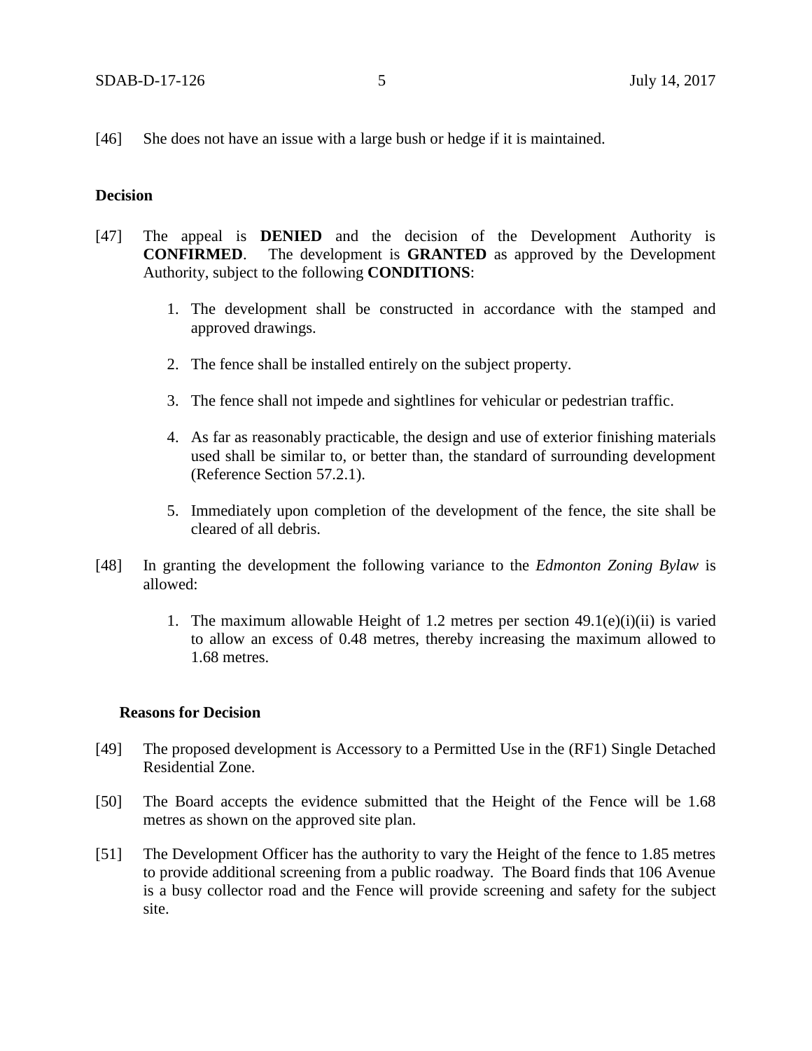[46] She does not have an issue with a large bush or hedge if it is maintained.

**Decision**

[47] The appeal is **DENIED** and the decision of the Development Authority is **CONFIRMED**. The development is **GRANTED** as approved by the Development Authority, subject to the following **CONDITIONS**:

1. The development shall be constructed in accordance with the stamped and approved drawings.

2. The fence shall be installed entirely on the subject property.

3. The fence shall not impede and sightlines for vehicular or pedestrian traffic.

4. As far as reasonably practicable, the design and use of exterior finishing materials used shall be similar to, or better than, the standard of surrounding development (Reference Section 57.2.1).

5. Immediately upon completion of the development of the fence, the site shall be cleared of all debris.

[48] In granting the development the following variance to the *Edmonton Zoning Bylaw* is allowed:

1. The maximum allowable Height of 1.2 metres per section 49.1(e)(i)(ii) is varied to allow an excess of 0.48 metres, thereby increasing the maximum allowed to 1.68 metres.

**Reasons for Decision**

[49] The proposed development is Accessory to a Permitted Use in the (RF1) Single Detached Residential Zone.

[50] The Board accepts the evidence submitted that the Height of the Fence will be 1.68 metres as shown on the approved site plan.

[51] The Development Officer has the authority to vary the Height of the fence to 1.85 metres to provide additional screening from a public roadway. The Board finds that 106 Avenue is a busy collector road and the Fence will provide screening and safety for the subject site.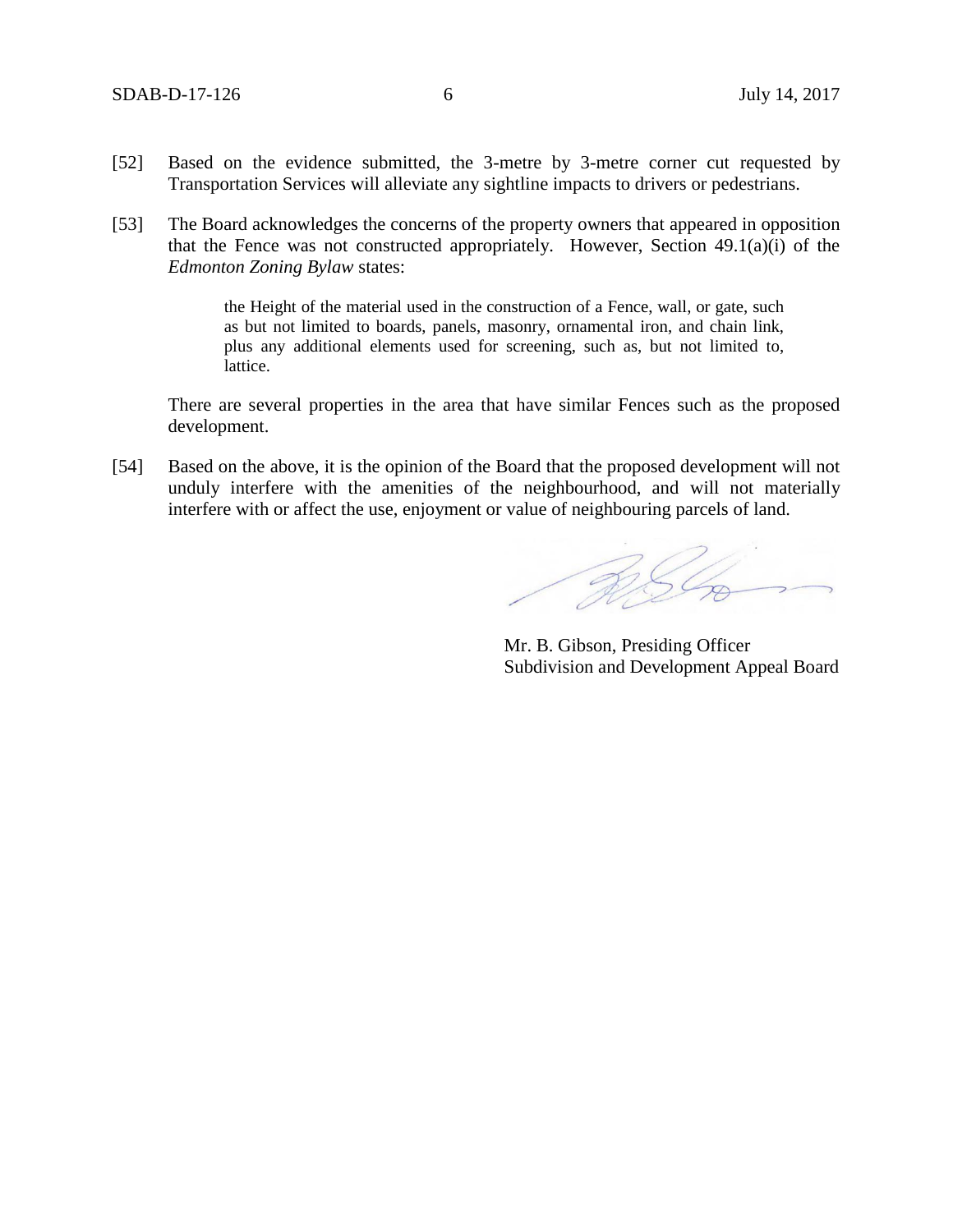[52] Based on the evidence submitted, the 3-metre by 3-metre corner cut requested by Transportation Services will alleviate any sightline impacts to drivers or pedestrians.

[53] The Board acknowledges the concerns of the property owners that appeared in opposition that the Fence was not constructed appropriately. However, Section 49.1(a)(i) of the *Edmonton Zoning Bylaw* states:

> the Height of the material used in the construction of a Fence, wall, or gate, such as but not limited to boards, panels, masonry, ornamental iron, and chain link, plus any additional elements used for screening, such as, but not limited to, lattice.

There are several properties in the area that have similar Fences such as the proposed development.

[54] Based on the above, it is the opinion of the Board that the proposed development will not unduly interfere with the amenities of the neighbourhood, and will not materially interfere with or affect the use, enjoyment or value of neighbouring parcels of land.

Mr. B. Gibson, Presiding Officer
Subdivision and Development Appeal Board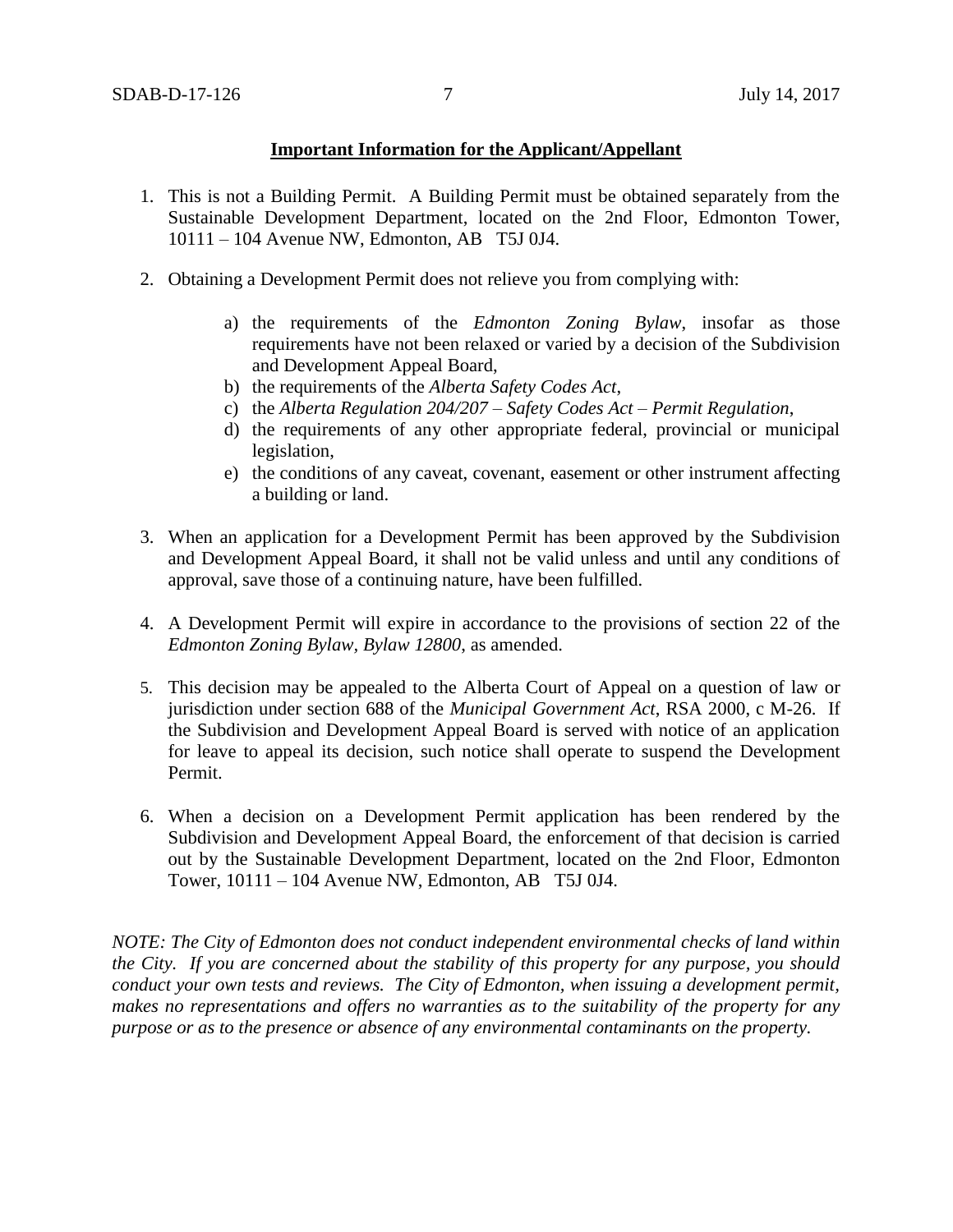**Important Information for the Applicant/Appellant**

1. This is not a Building Permit. A Building Permit must be obtained separately from the Sustainable Development Department, located on the 2nd Floor, Edmonton Tower, 10111 – 104 Avenue NW, Edmonton, AB T5J 0J4.

2. Obtaining a Development Permit does not relieve you from complying with:

    a) the requirements of the *Edmonton Zoning Bylaw*, insofar as those requirements have not been relaxed or varied by a decision of the Subdivision and Development Appeal Board,
    b) the requirements of the *Alberta Safety Codes Act*,
    c) the *Alberta Regulation 204/207 – Safety Codes Act – Permit Regulation*,
    d) the requirements of any other appropriate federal, provincial or municipal legislation,
    e) the conditions of any caveat, covenant, easement or other instrument affecting a building or land.

3. When an application for a Development Permit has been approved by the Subdivision and Development Appeal Board, it shall not be valid unless and until any conditions of approval, save those of a continuing nature, have been fulfilled.

4. A Development Permit will expire in accordance to the provisions of section 22 of the *Edmonton Zoning Bylaw, Bylaw 12800*, as amended.

5. This decision may be appealed to the Alberta Court of Appeal on a question of law or jurisdiction under section 688 of the *Municipal Government Act*, RSA 2000, c M-26. If the Subdivision and Development Appeal Board is served with notice of an application for leave to appeal its decision, such notice shall operate to suspend the Development Permit.

6. When a decision on a Development Permit application has been rendered by the Subdivision and Development Appeal Board, the enforcement of that decision is carried out by the Sustainable Development Department, located on the 2nd Floor, Edmonton Tower, 10111 – 104 Avenue NW, Edmonton, AB T5J 0J4.

*NOTE: The City of Edmonton does not conduct independent environmental checks of land within the City. If you are concerned about the stability of this property for any purpose, you should conduct your own tests and reviews. The City of Edmonton, when issuing a development permit, makes no representations and offers no warranties as to the suitability of the property for any purpose or as to the presence or absence of any environmental contaminants on the property.*